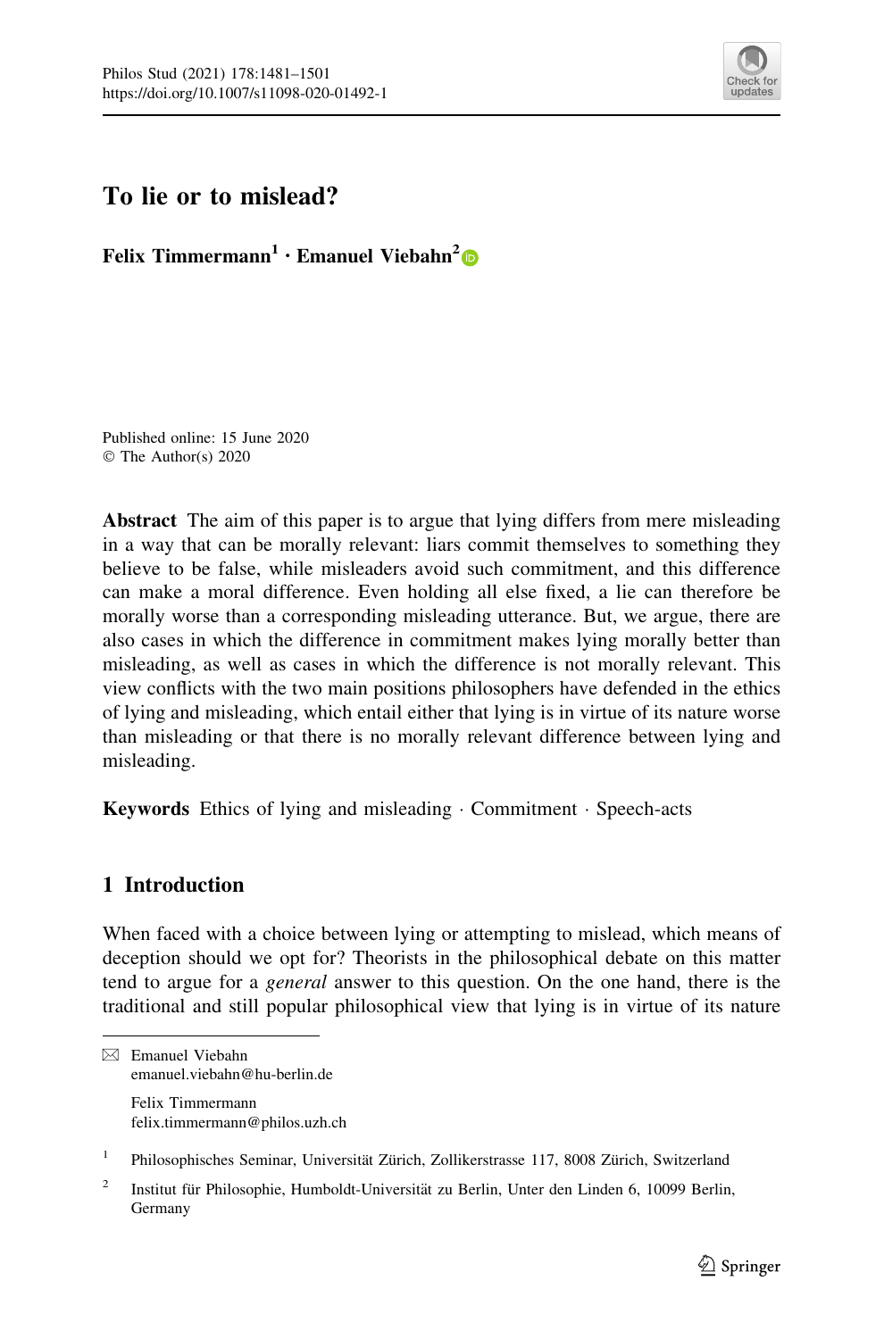# To lie or to mislead?

**Felix Timmermann[1] · Emanuel Viebahn[2]**

Published online: 15 June 2020
© The Author(s) 2020

**Abstract** The aim of this paper is to argue that lying differs from mere misleading in a way that can be morally relevant: liars commit themselves to something they believe to be false, while misleaders avoid such commitment, and this difference can make a moral difference. Even holding all else fixed, a lie can therefore be morally worse than a corresponding misleading utterance. But, we argue, there are also cases in which the difference in commitment makes lying morally better than misleading, as well as cases in which the difference is not morally relevant. This view conflicts with the two main positions philosophers have defended in the ethics of lying and misleading, which entail either that lying is in virtue of its nature worse than misleading or that there is no morally relevant difference between lying and misleading.

**Keywords** Ethics of lying and misleading · Commitment · Speech-acts

## 1 Introduction

When faced with a choice between lying or attempting to mislead, which means of deception should we opt for? Theorists in the philosophical debate on this matter tend to argue for a *general* answer to this question. On the one hand, there is the traditional and still popular philosophical view that lying is in virtue of its nature

---

✉ Emanuel Viebahn
emanuel.viebahn@hu-berlin.de

Felix Timmermann
felix.timmermann@philos.uzh.ch

[1] Philosophisches Seminar, Universität Zürich, Zollikerstrasse 117, 8008 Zürich, Switzerland

[2] Institut für Philosophie, Humboldt-Universität zu Berlin, Unter den Linden 6, 10099 Berlin, Germany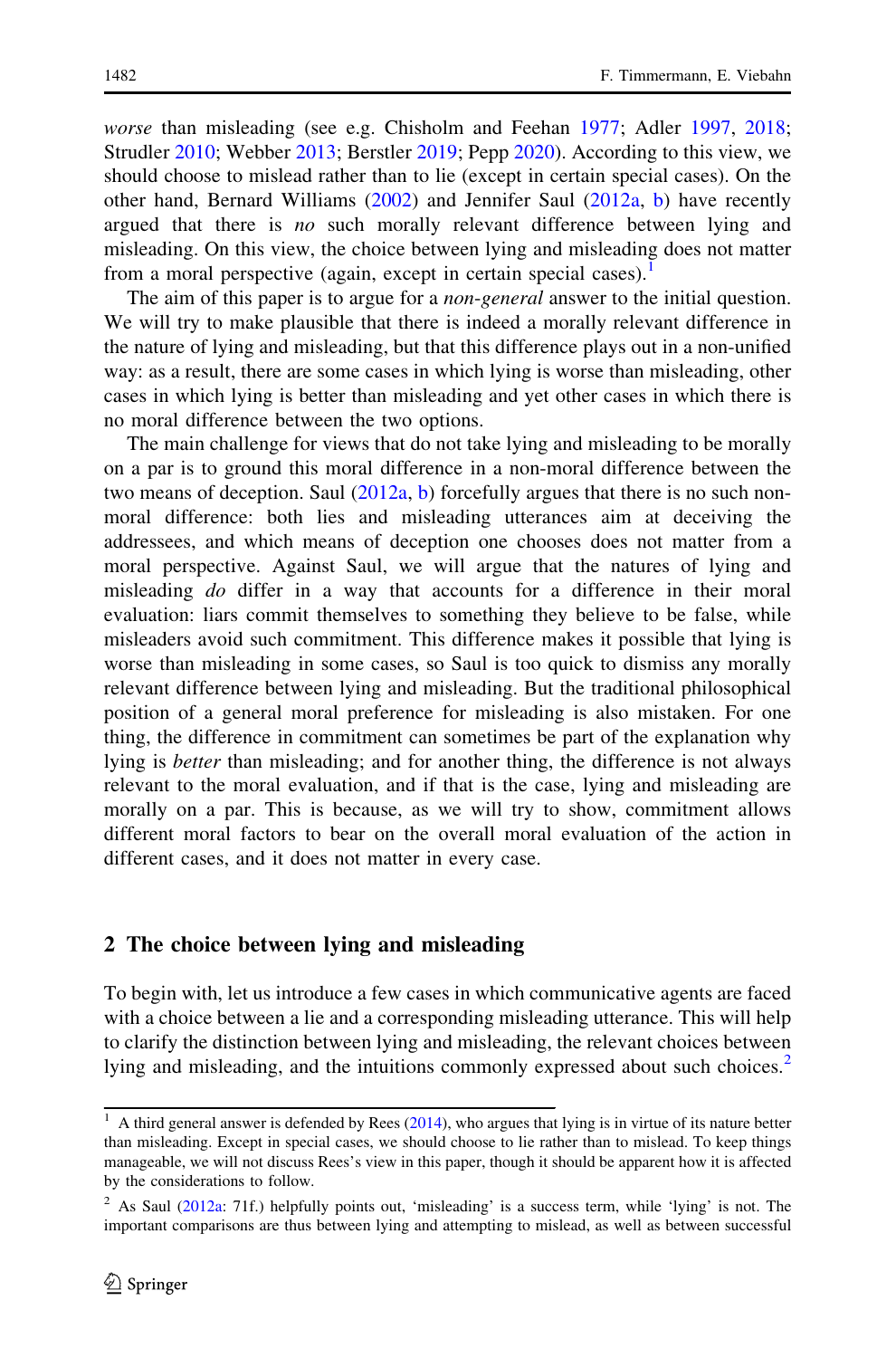*worse* than misleading (see e.g. Chisholm and Feehan 1977; Adler 1997, 2018; Strudler 2010; Webber 2013; Berstler 2019; Pepp 2020). According to this view, we should choose to mislead rather than to lie (except in certain special cases). On the other hand, Bernard Williams (2002) and Jennifer Saul (2012a, b) have recently argued that there is *no* such morally relevant difference between lying and misleading. On this view, the choice between lying and misleading does not matter from a moral perspective (again, except in certain special cases).[1]

The aim of this paper is to argue for a *non-general* answer to the initial question. We will try to make plausible that there is indeed a morally relevant difference in the nature of lying and misleading, but that this difference plays out in a non-unified way: as a result, there are some cases in which lying is worse than misleading, other cases in which lying is better than misleading and yet other cases in which there is no moral difference between the two options.

The main challenge for views that do not take lying and misleading to be morally on a par is to ground this moral difference in a non-moral difference between the two means of deception. Saul (2012a, b) forcefully argues that there is no such non-moral difference: both lies and misleading utterances aim at deceiving the addressees, and which means of deception one chooses does not matter from a moral perspective. Against Saul, we will argue that the natures of lying and misleading *do* differ in a way that accounts for a difference in their moral evaluation: liars commit themselves to something they believe to be false, while misleaders avoid such commitment. This difference makes it possible that lying is worse than misleading in some cases, so Saul is too quick to dismiss any morally relevant difference between lying and misleading. But the traditional philosophical position of a general moral preference for misleading is also mistaken. For one thing, the difference in commitment can sometimes be part of the explanation why lying is *better* than misleading; and for another thing, the difference is not always relevant to the moral evaluation, and if that is the case, lying and misleading are morally on a par. This is because, as we will try to show, commitment allows different moral factors to bear on the overall moral evaluation of the action in different cases, and it does not matter in every case.

## 2 The choice between lying and misleading

To begin with, let us introduce a few cases in which communicative agents are faced with a choice between a lie and a corresponding misleading utterance. This will help to clarify the distinction between lying and misleading, the relevant choices between lying and misleading, and the intuitions commonly expressed about such choices.[2]

---

[1] A third general answer is defended by Rees (2014), who argues that lying is in virtue of its nature better than misleading. Except in special cases, we should choose to lie rather than to mislead. To keep things manageable, we will not discuss Rees's view in this paper, though it should be apparent how it is affected by the considerations to follow.

[2] As Saul (2012a: 71f.) helpfully points out, 'misleading' is a success term, while 'lying' is not. The important comparisons are thus between lying and attempting to mislead, as well as between successful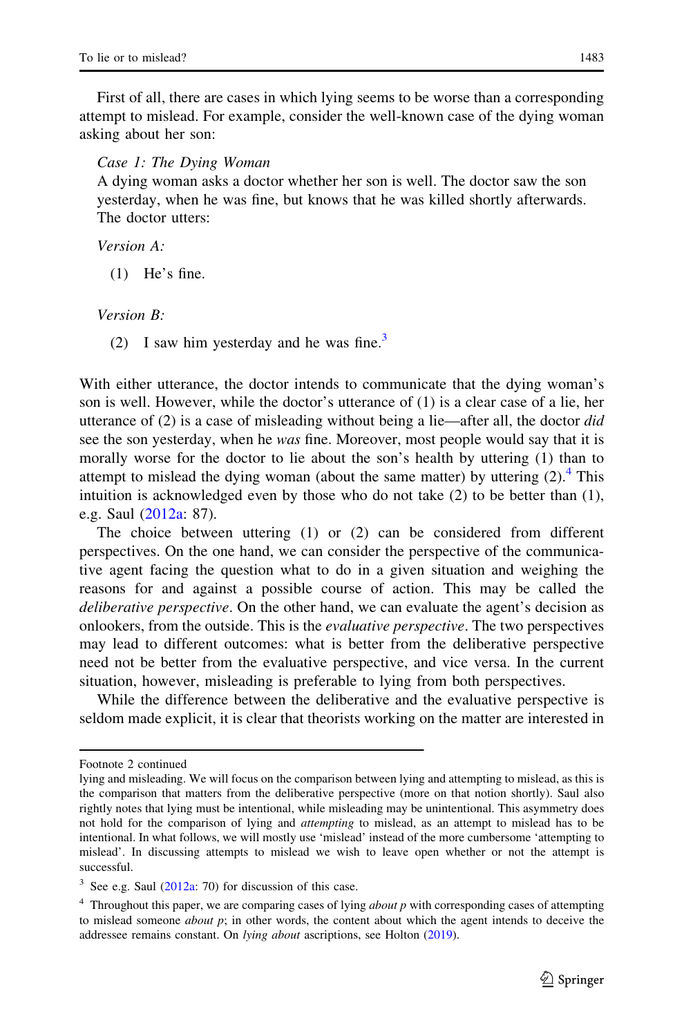First of all, there are cases in which lying seems to be worse than a corresponding attempt to mislead. For example, consider the well-known case of the dying woman asking about her son:

*Case 1: The Dying Woman*
A dying woman asks a doctor whether her son is well. The doctor saw the son yesterday, when he was fine, but knows that he was killed shortly afterwards. The doctor utters:

*Version A:*

(1) He's fine.

*Version B:*

(2) I saw him yesterday and he was fine.[3]

With either utterance, the doctor intends to communicate that the dying woman's son is well. However, while the doctor's utterance of (1) is a clear case of a lie, her utterance of (2) is a case of misleading without being a lie—after all, the doctor *did* see the son yesterday, when he *was* fine. Moreover, most people would say that it is morally worse for the doctor to lie about the son's health by uttering (1) than to attempt to mislead the dying woman (about the same matter) by uttering (2).[4] This intuition is acknowledged even by those who do not take (2) to be better than (1), e.g. Saul (2012a: 87).

The choice between uttering (1) or (2) can be considered from different perspectives. On the one hand, we can consider the perspective of the communicative agent facing the question what to do in a given situation and weighing the reasons for and against a possible course of action. This may be called the *deliberative perspective*. On the other hand, we can evaluate the agent's decision as onlookers, from the outside. This is the *evaluative perspective*. The two perspectives may lead to different outcomes: what is better from the deliberative perspective need not be better from the evaluative perspective, and vice versa. In the current situation, however, misleading is preferable to lying from both perspectives.

While the difference between the deliberative and the evaluative perspective is seldom made explicit, it is clear that theorists working on the matter are interested in

---

Footnote 2 continued
lying and misleading. We will focus on the comparison between lying and attempting to mislead, as this is the comparison that matters from the deliberative perspective (more on that notion shortly). Saul also rightly notes that lying must be intentional, while misleading may be unintentional. This asymmetry does not hold for the comparison of lying and *attempting* to mislead, as an attempt to mislead has to be intentional. In what follows, we will mostly use 'mislead' instead of the more cumbersome 'attempting to mislead'. In discussing attempts to mislead we wish to leave open whether or not the attempt is successful.

[3] See e.g. Saul (2012a: 70) for discussion of this case.

[4] Throughout this paper, we are comparing cases of lying *about p* with corresponding cases of attempting to mislead someone *about p*; in other words, the content about which the agent intends to deceive the addressee remains constant. On *lying about* ascriptions, see Holton (2019).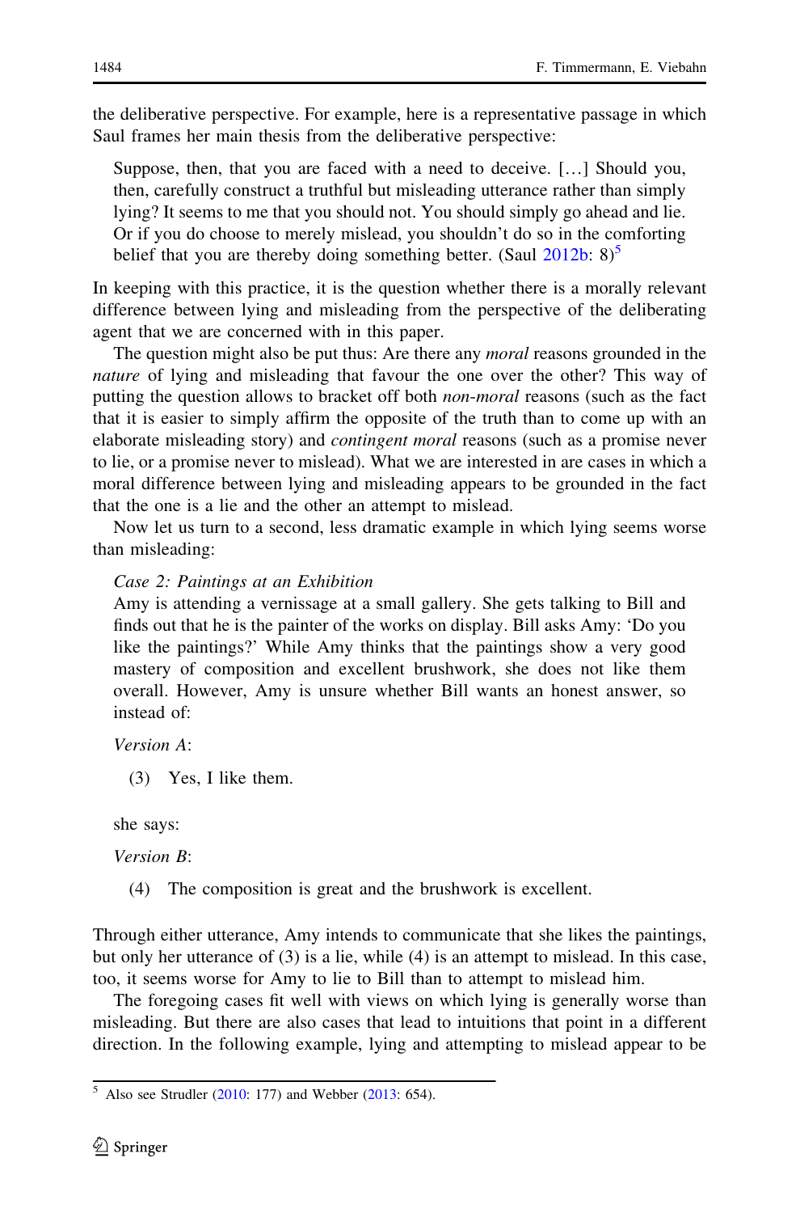the deliberative perspective. For example, here is a representative passage in which Saul frames her main thesis from the deliberative perspective:

> Suppose, then, that you are faced with a need to deceive. […] Should you, then, carefully construct a truthful but misleading utterance rather than simply lying? It seems to me that you should not. You should simply go ahead and lie. Or if you do choose to merely mislead, you shouldn't do so in the comforting belief that you are thereby doing something better. (Saul 2012b: 8)[5]

In keeping with this practice, it is the question whether there is a morally relevant difference between lying and misleading from the perspective of the deliberating agent that we are concerned with in this paper.

The question might also be put thus: Are there any *moral* reasons grounded in the *nature* of lying and misleading that favour the one over the other? This way of putting the question allows to bracket off both *non-moral* reasons (such as the fact that it is easier to simply affirm the opposite of the truth than to come up with an elaborate misleading story) and *contingent moral* reasons (such as a promise never to lie, or a promise never to mislead). What we are interested in are cases in which a moral difference between lying and misleading appears to be grounded in the fact that the one is a lie and the other an attempt to mislead.

Now let us turn to a second, less dramatic example in which lying seems worse than misleading:

> *Case 2: Paintings at an Exhibition*
> Amy is attending a vernissage at a small gallery. She gets talking to Bill and finds out that he is the painter of the works on display. Bill asks Amy: 'Do you like the paintings?' While Amy thinks that the paintings show a very good mastery of composition and excellent brushwork, she does not like them overall. However, Amy is unsure whether Bill wants an honest answer, so instead of:
>
> *Version A*:
>
> (3) Yes, I like them.
>
> she says:
>
> *Version B*:
>
> (4) The composition is great and the brushwork is excellent.

Through either utterance, Amy intends to communicate that she likes the paintings, but only her utterance of (3) is a lie, while (4) is an attempt to mislead. In this case, too, it seems worse for Amy to lie to Bill than to attempt to mislead him.

The foregoing cases fit well with views on which lying is generally worse than misleading. But there are also cases that lead to intuitions that point in a different direction. In the following example, lying and attempting to mislead appear to be

[5] Also see Strudler (2010: 177) and Webber (2013: 654).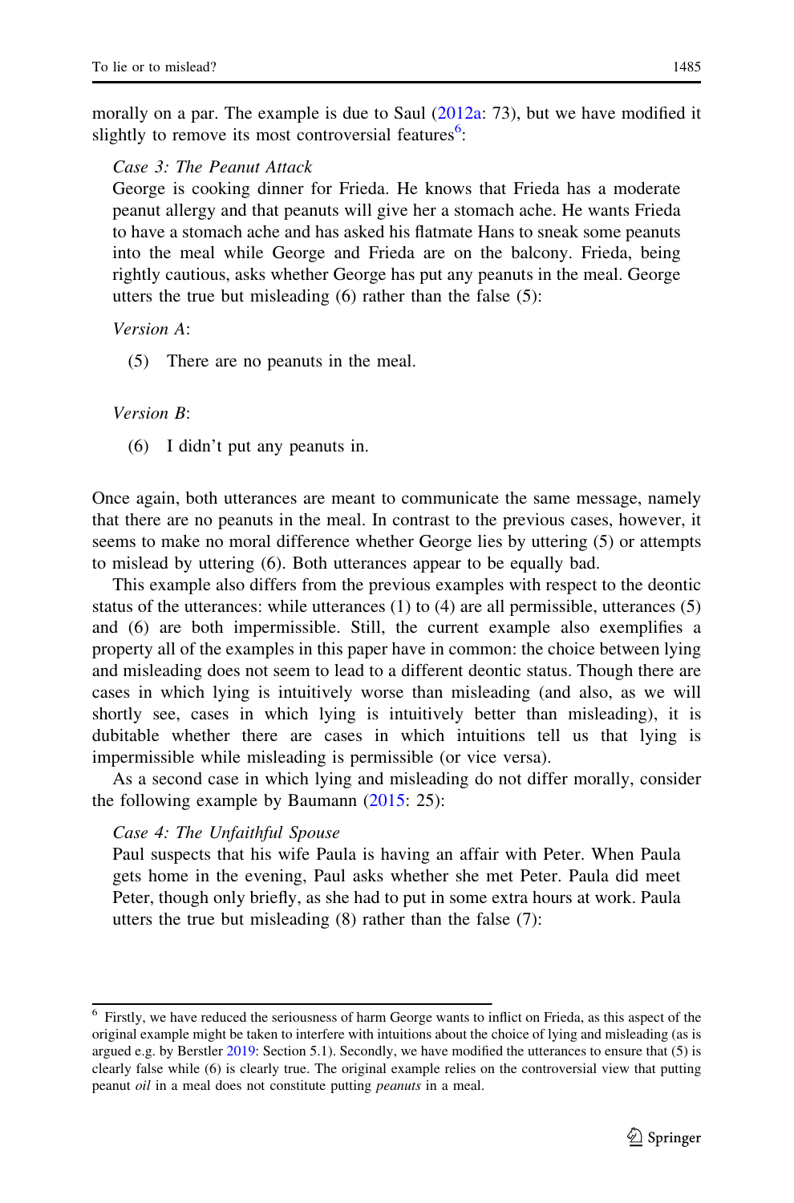morally on a par. The example is due to Saul (2012a: 73), but we have modified it slightly to remove its most controversial features[6]:

> *Case 3: The Peanut Attack*
>
> George is cooking dinner for Frieda. He knows that Frieda has a moderate peanut allergy and that peanuts will give her a stomach ache. He wants Frieda to have a stomach ache and has asked his flatmate Hans to sneak some peanuts into the meal while George and Frieda are on the balcony. Frieda, being rightly cautious, asks whether George has put any peanuts in the meal. George utters the true but misleading (6) rather than the false (5):
>
> *Version A*:
>
> (5) There are no peanuts in the meal.
>
> *Version B*:
>
> (6) I didn't put any peanuts in.

Once again, both utterances are meant to communicate the same message, namely that there are no peanuts in the meal. In contrast to the previous cases, however, it seems to make no moral difference whether George lies by uttering (5) or attempts to mislead by uttering (6). Both utterances appear to be equally bad.

This example also differs from the previous examples with respect to the deontic status of the utterances: while utterances (1) to (4) are all permissible, utterances (5) and (6) are both impermissible. Still, the current example also exemplifies a property all of the examples in this paper have in common: the choice between lying and misleading does not seem to lead to a different deontic status. Though there are cases in which lying is intuitively worse than misleading (and also, as we will shortly see, cases in which lying is intuitively better than misleading), it is dubitable whether there are cases in which intuitions tell us that lying is impermissible while misleading is permissible (or vice versa).

As a second case in which lying and misleading do not differ morally, consider the following example by Baumann (2015: 25):

> *Case 4: The Unfaithful Spouse*
>
> Paul suspects that his wife Paula is having an affair with Peter. When Paula gets home in the evening, Paul asks whether she met Peter. Paula did meet Peter, though only briefly, as she had to put in some extra hours at work. Paula utters the true but misleading (8) rather than the false (7):

---

[6] Firstly, we have reduced the seriousness of harm George wants to inflict on Frieda, as this aspect of the original example might be taken to interfere with intuitions about the choice of lying and misleading (as is argued e.g. by Berstler 2019: Section 5.1). Secondly, we have modified the utterances to ensure that (5) is clearly false while (6) is clearly true. The original example relies on the controversial view that putting peanut *oil* in a meal does not constitute putting *peanuts* in a meal.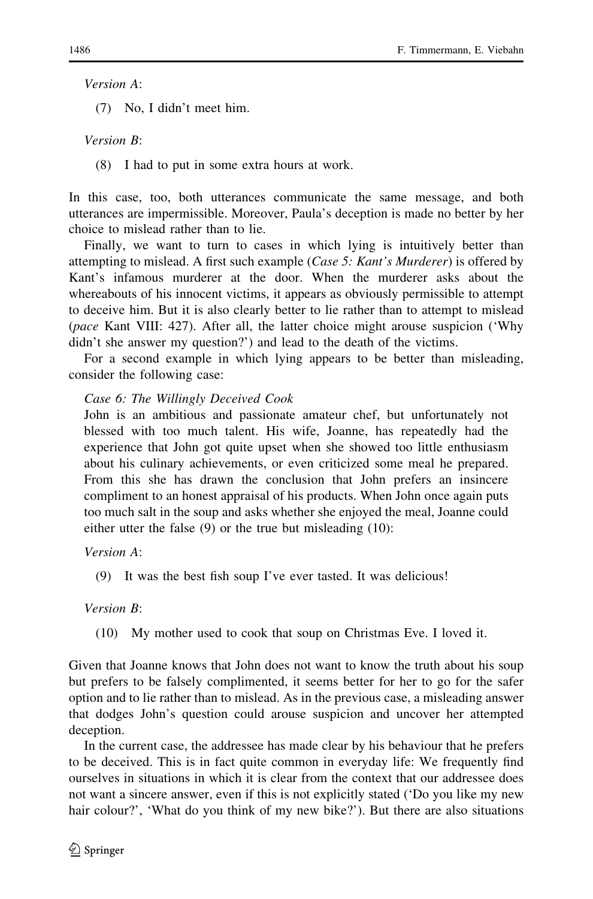*Version A*:

(7) No, I didn't meet him.

*Version B*:

(8) I had to put in some extra hours at work.

In this case, too, both utterances communicate the same message, and both utterances are impermissible. Moreover, Paula's deception is made no better by her choice to mislead rather than to lie.

Finally, we want to turn to cases in which lying is intuitively better than attempting to mislead. A first such example (*Case 5: Kant's Murderer*) is offered by Kant's infamous murderer at the door. When the murderer asks about the whereabouts of his innocent victims, it appears as obviously permissible to attempt to deceive him. But it is also clearly better to lie rather than to attempt to mislead (*pace* Kant VIII: 427). After all, the latter choice might arouse suspicion ('Why didn't she answer my question?') and lead to the death of the victims.

For a second example in which lying appears to be better than misleading, consider the following case:

*Case 6: The Willingly Deceived Cook*

John is an ambitious and passionate amateur chef, but unfortunately not blessed with too much talent. His wife, Joanne, has repeatedly had the experience that John got quite upset when she showed too little enthusiasm about his culinary achievements, or even criticized some meal he prepared. From this she has drawn the conclusion that John prefers an insincere compliment to an honest appraisal of his products. When John once again puts too much salt in the soup and asks whether she enjoyed the meal, Joanne could either utter the false (9) or the true but misleading (10):

*Version A*:

(9) It was the best fish soup I've ever tasted. It was delicious!

*Version B*:

(10) My mother used to cook that soup on Christmas Eve. I loved it.

Given that Joanne knows that John does not want to know the truth about his soup but prefers to be falsely complimented, it seems better for her to go for the safer option and to lie rather than to mislead. As in the previous case, a misleading answer that dodges John's question could arouse suspicion and uncover her attempted deception.

In the current case, the addressee has made clear by his behaviour that he prefers to be deceived. This is in fact quite common in everyday life: We frequently find ourselves in situations in which it is clear from the context that our addressee does not want a sincere answer, even if this is not explicitly stated ('Do you like my new hair colour?', 'What do you think of my new bike?'). But there are also situations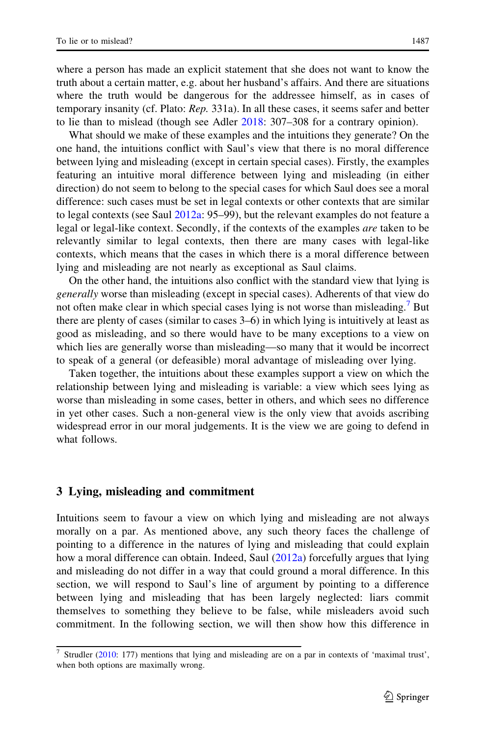where a person has made an explicit statement that she does not want to know the truth about a certain matter, e.g. about her husband's affairs. And there are situations where the truth would be dangerous for the addressee himself, as in cases of temporary insanity (cf. Plato: *Rep.* 331a). In all these cases, it seems safer and better to lie than to mislead (though see Adler 2018: 307–308 for a contrary opinion).

What should we make of these examples and the intuitions they generate? On the one hand, the intuitions conflict with Saul's view that there is no moral difference between lying and misleading (except in certain special cases). Firstly, the examples featuring an intuitive moral difference between lying and misleading (in either direction) do not seem to belong to the special cases for which Saul does see a moral difference: such cases must be set in legal contexts or other contexts that are similar to legal contexts (see Saul 2012a: 95–99), but the relevant examples do not feature a legal or legal-like context. Secondly, if the contexts of the examples *are* taken to be relevantly similar to legal contexts, then there are many cases with legal-like contexts, which means that the cases in which there is a moral difference between lying and misleading are not nearly as exceptional as Saul claims.

On the other hand, the intuitions also conflict with the standard view that lying is *generally* worse than misleading (except in special cases). Adherents of that view do not often make clear in which special cases lying is not worse than misleading.[7] But there are plenty of cases (similar to cases 3–6) in which lying is intuitively at least as good as misleading, and so there would have to be many exceptions to a view on which lies are generally worse than misleading—so many that it would be incorrect to speak of a general (or defeasible) moral advantage of misleading over lying.

Taken together, the intuitions about these examples support a view on which the relationship between lying and misleading is variable: a view which sees lying as worse than misleading in some cases, better in others, and which sees no difference in yet other cases. Such a non-general view is the only view that avoids ascribing widespread error in our moral judgements. It is the view we are going to defend in what follows.

## 3 Lying, misleading and commitment

Intuitions seem to favour a view on which lying and misleading are not always morally on a par. As mentioned above, any such theory faces the challenge of pointing to a difference in the natures of lying and misleading that could explain how a moral difference can obtain. Indeed, Saul (2012a) forcefully argues that lying and misleading do not differ in a way that could ground a moral difference. In this section, we will respond to Saul's line of argument by pointing to a difference between lying and misleading that has been largely neglected: liars commit themselves to something they believe to be false, while misleaders avoid such commitment. In the following section, we will then show how this difference in

[7] Strudler (2010: 177) mentions that lying and misleading are on a par in contexts of 'maximal trust', when both options are maximally wrong.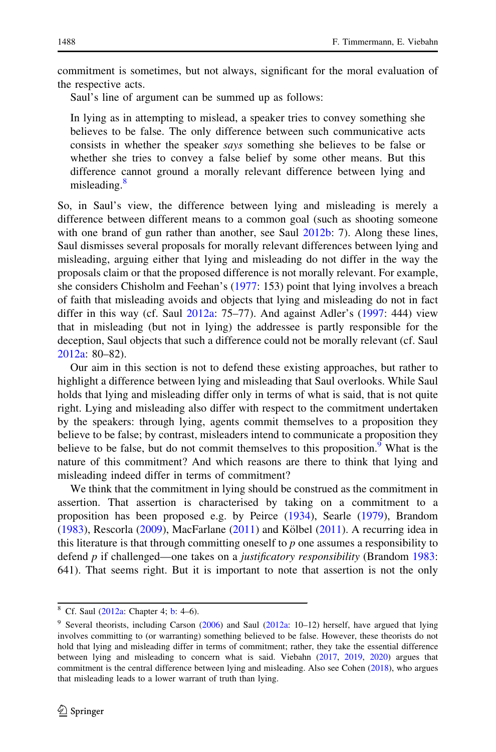commitment is sometimes, but not always, significant for the moral evaluation of the respective acts.

Saul's line of argument can be summed up as follows:

> In lying as in attempting to mislead, a speaker tries to convey something she believes to be false. The only difference between such communicative acts consists in whether the speaker *says* something she believes to be false or whether she tries to convey a false belief by some other means. But this difference cannot ground a morally relevant difference between lying and misleading.[8]

So, in Saul's view, the difference between lying and misleading is merely a difference between different means to a common goal (such as shooting someone with one brand of gun rather than another, see Saul 2012b: 7). Along these lines, Saul dismisses several proposals for morally relevant differences between lying and misleading, arguing either that lying and misleading do not differ in the way the proposals claim or that the proposed difference is not morally relevant. For example, she considers Chisholm and Feehan's (1977: 153) point that lying involves a breach of faith that misleading avoids and objects that lying and misleading do not in fact differ in this way (cf. Saul 2012a: 75–77). And against Adler's (1997: 444) view that in misleading (but not in lying) the addressee is partly responsible for the deception, Saul objects that such a difference could not be morally relevant (cf. Saul 2012a: 80–82).

Our aim in this section is not to defend these existing approaches, but rather to highlight a difference between lying and misleading that Saul overlooks. While Saul holds that lying and misleading differ only in terms of what is said, that is not quite right. Lying and misleading also differ with respect to the commitment undertaken by the speakers: through lying, agents commit themselves to a proposition they believe to be false; by contrast, misleaders intend to communicate a proposition they believe to be false, but do not commit themselves to this proposition.[9] What is the nature of this commitment? And which reasons are there to think that lying and misleading indeed differ in terms of commitment?

We think that the commitment in lying should be construed as the commitment in assertion. That assertion is characterised by taking on a commitment to a proposition has been proposed e.g. by Peirce (1934), Searle (1979), Brandom (1983), Rescorla (2009), MacFarlane (2011) and Kölbel (2011). A recurring idea in this literature is that through committing oneself to $p$ one assumes a responsibility to defend $p$ if challenged—one takes on a *justificatory responsibility* (Brandom 1983: 641). That seems right. But it is important to note that assertion is not the only

---

[8] Cf. Saul (2012a: Chapter 4; b: 4–6).

[9] Several theorists, including Carson (2006) and Saul (2012a: 10–12) herself, have argued that lying involves committing to (or warranting) something believed to be false. However, these theorists do not hold that lying and misleading differ in terms of commitment; rather, they take the essential difference between lying and misleading to concern what is said. Viebahn (2017, 2019, 2020) argues that commitment is the central difference between lying and misleading. Also see Cohen (2018), who argues that misleading leads to a lower warrant of truth than lying.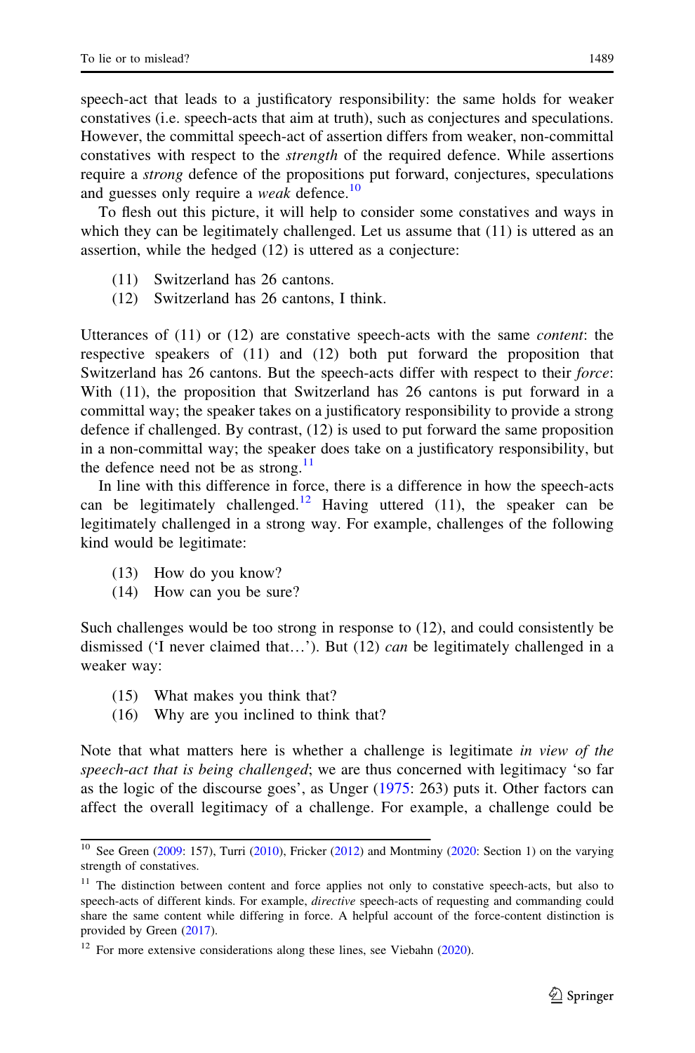speech-act that leads to a justificatory responsibility: the same holds for weaker constatives (i.e. speech-acts that aim at truth), such as conjectures and speculations. However, the committal speech-act of assertion differs from weaker, non-committal constatives with respect to the *strength* of the required defence. While assertions require a *strong* defence of the propositions put forward, conjectures, speculations and guesses only require a *weak* defence.[10]

To flesh out this picture, it will help to consider some constatives and ways in which they can be legitimately challenged. Let us assume that (11) is uttered as an assertion, while the hedged (12) is uttered as a conjecture:

(11) Switzerland has 26 cantons.
(12) Switzerland has 26 cantons, I think.

Utterances of (11) or (12) are constative speech-acts with the same *content*: the respective speakers of (11) and (12) both put forward the proposition that Switzerland has 26 cantons. But the speech-acts differ with respect to their *force*: With (11), the proposition that Switzerland has 26 cantons is put forward in a committal way; the speaker takes on a justificatory responsibility to provide a strong defence if challenged. By contrast, (12) is used to put forward the same proposition in a non-committal way; the speaker does take on a justificatory responsibility, but the defence need not be as strong.[11]

In line with this difference in force, there is a difference in how the speech-acts can be legitimately challenged.[12] Having uttered (11), the speaker can be legitimately challenged in a strong way. For example, challenges of the following kind would be legitimate:

(13) How do you know?
(14) How can you be sure?

Such challenges would be too strong in response to (12), and could consistently be dismissed ('I never claimed that…'). But (12) *can* be legitimately challenged in a weaker way:

(15) What makes you think that?
(16) Why are you inclined to think that?

Note that what matters here is whether a challenge is legitimate *in view of the speech-act that is being challenged*; we are thus concerned with legitimacy 'so far as the logic of the discourse goes', as Unger (1975: 263) puts it. Other factors can affect the overall legitimacy of a challenge. For example, a challenge could be

---

[10] See Green (2009: 157), Turri (2010), Fricker (2012) and Montminy (2020: Section 1) on the varying strength of constatives.

[11] The distinction between content and force applies not only to constative speech-acts, but also to speech-acts of different kinds. For example, *directive* speech-acts of requesting and commanding could share the same content while differing in force. A helpful account of the force-content distinction is provided by Green (2017).

[12] For more extensive considerations along these lines, see Viebahn (2020).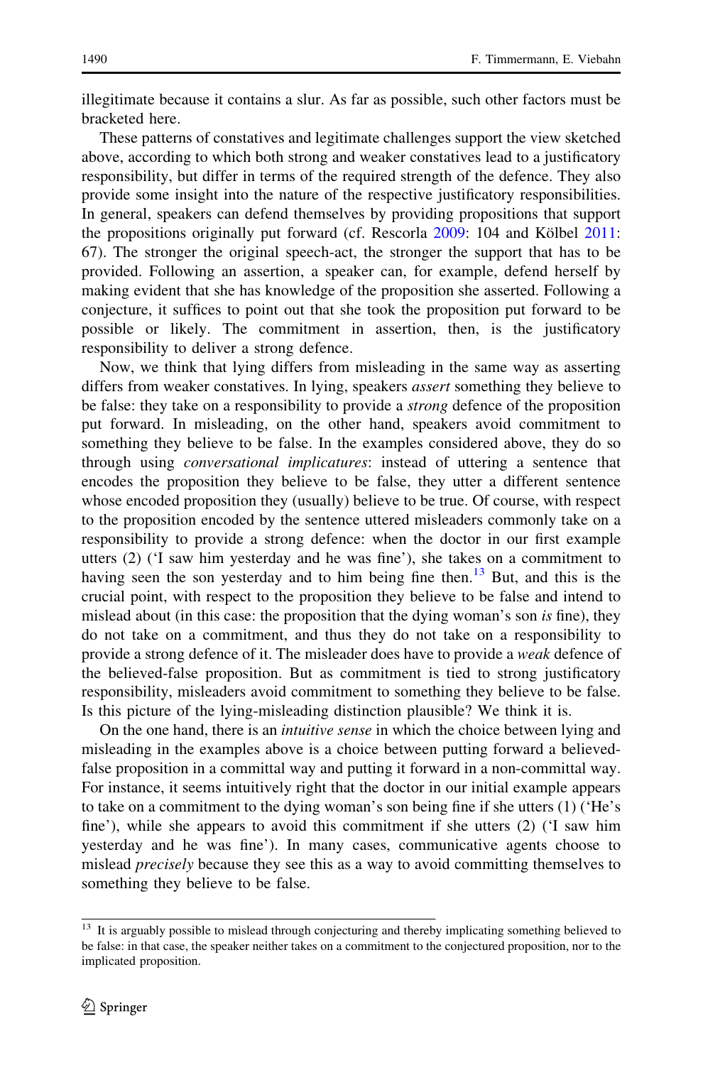illegitimate because it contains a slur. As far as possible, such other factors must be bracketed here.

These patterns of constatives and legitimate challenges support the view sketched above, according to which both strong and weaker constatives lead to a justificatory responsibility, but differ in terms of the required strength of the defence. They also provide some insight into the nature of the respective justificatory responsibilities. In general, speakers can defend themselves by providing propositions that support the propositions originally put forward (cf. Rescorla 2009: 104 and Kölbel 2011: 67). The stronger the original speech-act, the stronger the support that has to be provided. Following an assertion, a speaker can, for example, defend herself by making evident that she has knowledge of the proposition she asserted. Following a conjecture, it suffices to point out that she took the proposition put forward to be possible or likely. The commitment in assertion, then, is the justificatory responsibility to deliver a strong defence.

Now, we think that lying differs from misleading in the same way as asserting differs from weaker constatives. In lying, speakers *assert* something they believe to be false: they take on a responsibility to provide a *strong* defence of the proposition put forward. In misleading, on the other hand, speakers avoid commitment to something they believe to be false. In the examples considered above, they do so through using *conversational implicatures*: instead of uttering a sentence that encodes the proposition they believe to be false, they utter a different sentence whose encoded proposition they (usually) believe to be true. Of course, with respect to the proposition encoded by the sentence uttered misleaders commonly take on a responsibility to provide a strong defence: when the doctor in our first example utters (2) ('I saw him yesterday and he was fine'), she takes on a commitment to having seen the son yesterday and to him being fine then.[13] But, and this is the crucial point, with respect to the proposition they believe to be false and intend to mislead about (in this case: the proposition that the dying woman's son *is* fine), they do not take on a commitment, and thus they do not take on a responsibility to provide a strong defence of it. The misleader does have to provide a *weak* defence of the believed-false proposition. But as commitment is tied to strong justificatory responsibility, misleaders avoid commitment to something they believe to be false. Is this picture of the lying-misleading distinction plausible? We think it is.

On the one hand, there is an *intuitive sense* in which the choice between lying and misleading in the examples above is a choice between putting forward a believed-false proposition in a committal way and putting it forward in a non-committal way. For instance, it seems intuitively right that the doctor in our initial example appears to take on a commitment to the dying woman's son being fine if she utters (1) ('He's fine'), while she appears to avoid this commitment if she utters (2) ('I saw him yesterday and he was fine'). In many cases, communicative agents choose to mislead *precisely* because they see this as a way to avoid committing themselves to something they believe to be false.

[13] It is arguably possible to mislead through conjecturing and thereby implicating something believed to be false: in that case, the speaker neither takes on a commitment to the conjectured proposition, nor to the implicated proposition.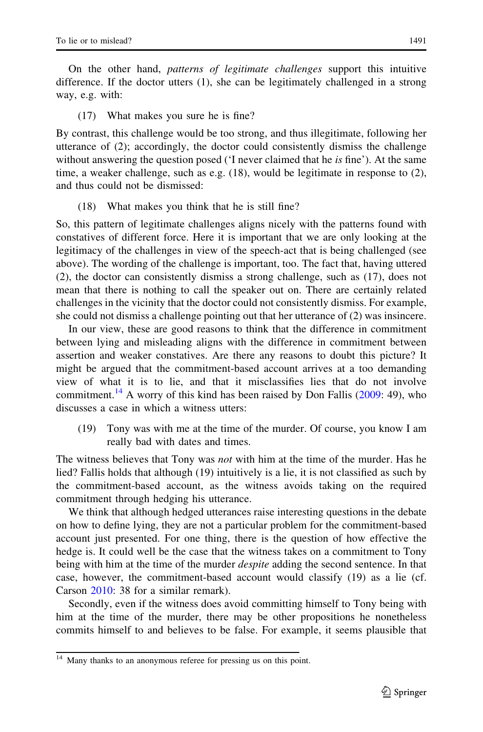On the other hand, *patterns of legitimate challenges* support this intuitive difference. If the doctor utters (1), she can be legitimately challenged in a strong way, e.g. with:

(17) What makes you sure he is fine?

By contrast, this challenge would be too strong, and thus illegitimate, following her utterance of (2); accordingly, the doctor could consistently dismiss the challenge without answering the question posed ('I never claimed that he *is* fine'). At the same time, a weaker challenge, such as e.g. (18), would be legitimate in response to (2), and thus could not be dismissed:

(18) What makes you think that he is still fine?

So, this pattern of legitimate challenges aligns nicely with the patterns found with constatives of different force. Here it is important that we are only looking at the legitimacy of the challenges in view of the speech-act that is being challenged (see above). The wording of the challenge is important, too. The fact that, having uttered (2), the doctor can consistently dismiss a strong challenge, such as (17), does not mean that there is nothing to call the speaker out on. There are certainly related challenges in the vicinity that the doctor could not consistently dismiss. For example, she could not dismiss a challenge pointing out that her utterance of (2) was insincere.

In our view, these are good reasons to think that the difference in commitment between lying and misleading aligns with the difference in commitment between assertion and weaker constatives. Are there any reasons to doubt this picture? It might be argued that the commitment-based account arrives at a too demanding view of what it is to lie, and that it misclassifies lies that do not involve commitment.[14] A worry of this kind has been raised by Don Fallis (2009: 49), who discusses a case in which a witness utters:

(19) Tony was with me at the time of the murder. Of course, you know I am really bad with dates and times.

The witness believes that Tony was *not* with him at the time of the murder. Has he lied? Fallis holds that although (19) intuitively is a lie, it is not classified as such by the commitment-based account, as the witness avoids taking on the required commitment through hedging his utterance.

We think that although hedged utterances raise interesting questions in the debate on how to define lying, they are not a particular problem for the commitment-based account just presented. For one thing, there is the question of how effective the hedge is. It could well be the case that the witness takes on a commitment to Tony being with him at the time of the murder *despite* adding the second sentence. In that case, however, the commitment-based account would classify (19) as a lie (cf. Carson 2010: 38 for a similar remark).

Secondly, even if the witness does avoid committing himself to Tony being with him at the time of the murder, there may be other propositions he nonetheless commits himself to and believes to be false. For example, it seems plausible that

[14] Many thanks to an anonymous referee for pressing us on this point.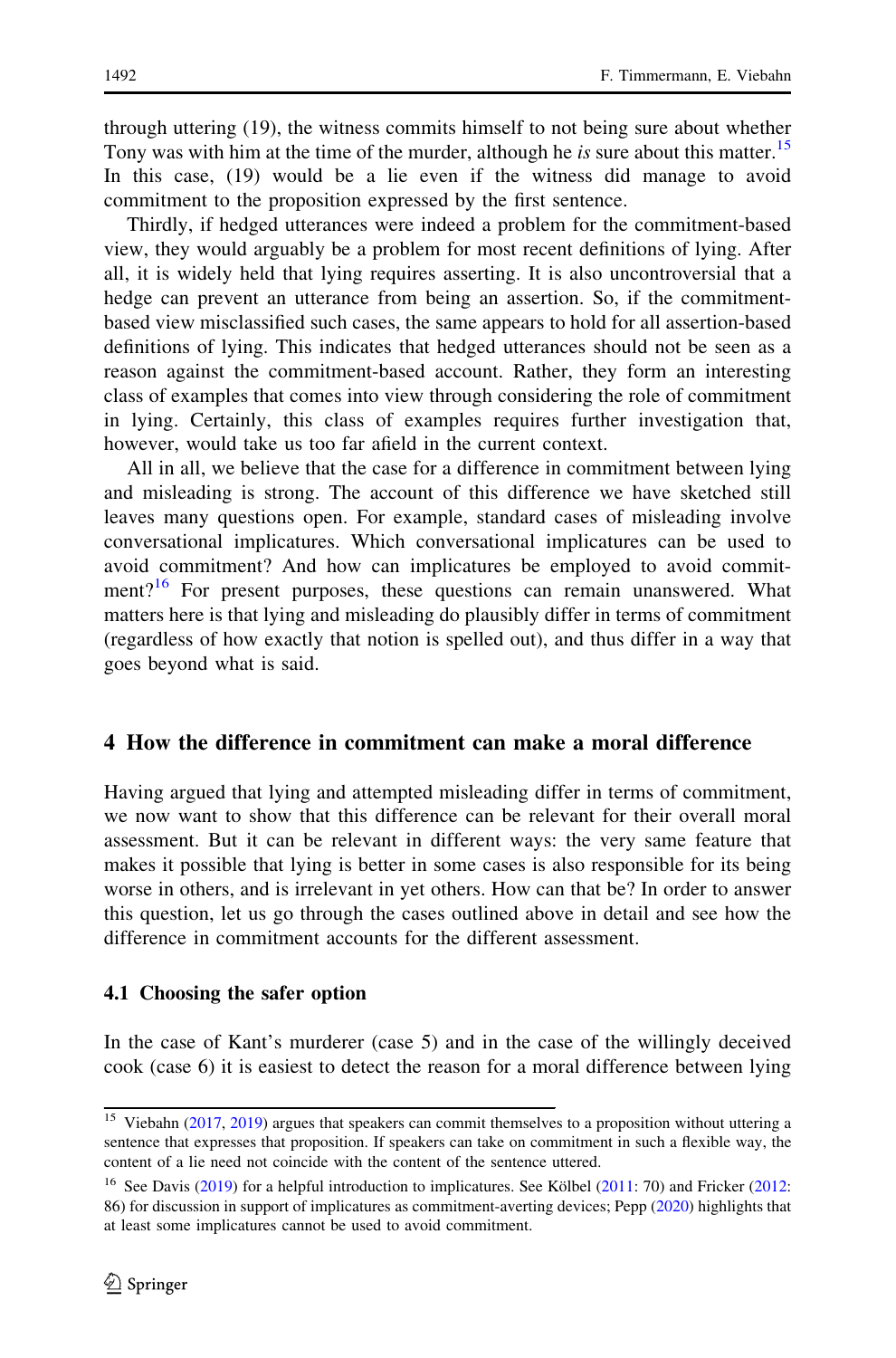through uttering (19), the witness commits himself to not being sure about whether Tony was with him at the time of the murder, although he *is* sure about this matter.[15] In this case, (19) would be a lie even if the witness did manage to avoid commitment to the proposition expressed by the first sentence.

Thirdly, if hedged utterances were indeed a problem for the commitment-based view, they would arguably be a problem for most recent definitions of lying. After all, it is widely held that lying requires asserting. It is also uncontroversial that a hedge can prevent an utterance from being an assertion. So, if the commitment-based view misclassified such cases, the same appears to hold for all assertion-based definitions of lying. This indicates that hedged utterances should not be seen as a reason against the commitment-based account. Rather, they form an interesting class of examples that comes into view through considering the role of commitment in lying. Certainly, this class of examples requires further investigation that, however, would take us too far afield in the current context.

All in all, we believe that the case for a difference in commitment between lying and misleading is strong. The account of this difference we have sketched still leaves many questions open. For example, standard cases of misleading involve conversational implicatures. Which conversational implicatures can be used to avoid commitment? And how can implicatures be employed to avoid commitment?[16] For present purposes, these questions can remain unanswered. What matters here is that lying and misleading do plausibly differ in terms of commitment (regardless of how exactly that notion is spelled out), and thus differ in a way that goes beyond what is said.

## 4 How the difference in commitment can make a moral difference

Having argued that lying and attempted misleading differ in terms of commitment, we now want to show that this difference can be relevant for their overall moral assessment. But it can be relevant in different ways: the very same feature that makes it possible that lying is better in some cases is also responsible for its being worse in others, and is irrelevant in yet others. How can that be? In order to answer this question, let us go through the cases outlined above in detail and see how the difference in commitment accounts for the different assessment.

### 4.1 Choosing the safer option

In the case of Kant's murderer (case 5) and in the case of the willingly deceived cook (case 6) it is easiest to detect the reason for a moral difference between lying

---

[15] Viebahn (2017, 2019) argues that speakers can commit themselves to a proposition without uttering a sentence that expresses that proposition. If speakers can take on commitment in such a flexible way, the content of a lie need not coincide with the content of the sentence uttered.

[16] See Davis (2019) for a helpful introduction to implicatures. See Kölbel (2011: 70) and Fricker (2012: 86) for discussion in support of implicatures as commitment-averting devices; Pepp (2020) highlights that at least some implicatures cannot be used to avoid commitment.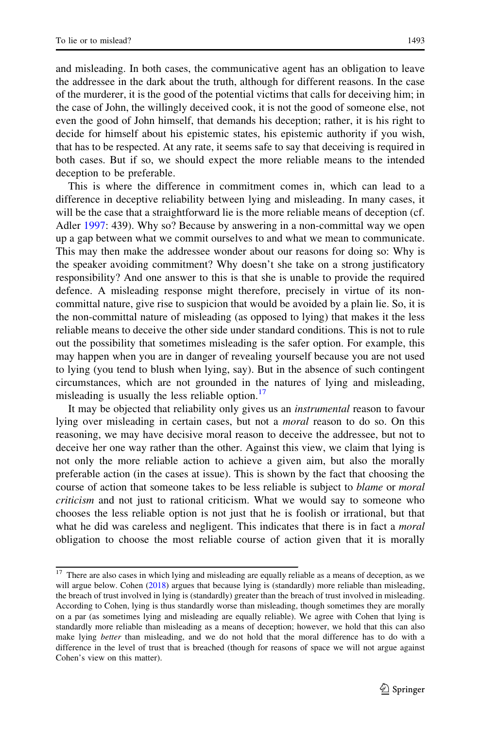and misleading. In both cases, the communicative agent has an obligation to leave the addressee in the dark about the truth, although for different reasons. In the case of the murderer, it is the good of the potential victims that calls for deceiving him; in the case of John, the willingly deceived cook, it is not the good of someone else, not even the good of John himself, that demands his deception; rather, it is his right to decide for himself about his epistemic states, his epistemic authority if you wish, that has to be respected. At any rate, it seems safe to say that deceiving is required in both cases. But if so, we should expect the more reliable means to the intended deception to be preferable.

This is where the difference in commitment comes in, which can lead to a difference in deceptive reliability between lying and misleading. In many cases, it will be the case that a straightforward lie is the more reliable means of deception (cf. Adler 1997: 439). Why so? Because by answering in a non-committal way we open up a gap between what we commit ourselves to and what we mean to communicate. This may then make the addressee wonder about our reasons for doing so: Why is the speaker avoiding commitment? Why doesn't she take on a strong justificatory responsibility? And one answer to this is that she is unable to provide the required defence. A misleading response might therefore, precisely in virtue of its non-committal nature, give rise to suspicion that would be avoided by a plain lie. So, it is the non-committal nature of misleading (as opposed to lying) that makes it the less reliable means to deceive the other side under standard conditions. This is not to rule out the possibility that sometimes misleading is the safer option. For example, this may happen when you are in danger of revealing yourself because you are not used to lying (you tend to blush when lying, say). But in the absence of such contingent circumstances, which are not grounded in the natures of lying and misleading, misleading is usually the less reliable option.[17]

It may be objected that reliability only gives us an *instrumental* reason to favour lying over misleading in certain cases, but not a *moral* reason to do so. On this reasoning, we may have decisive moral reason to deceive the addressee, but not to deceive her one way rather than the other. Against this view, we claim that lying is not only the more reliable action to achieve a given aim, but also the morally preferable action (in the cases at issue). This is shown by the fact that choosing the course of action that someone takes to be less reliable is subject to *blame* or *moral criticism* and not just to rational criticism. What we would say to someone who chooses the less reliable option is not just that he is foolish or irrational, but that what he did was careless and negligent. This indicates that there is in fact a *moral* obligation to choose the most reliable course of action given that it is morally

[17] There are also cases in which lying and misleading are equally reliable as a means of deception, as we will argue below. Cohen (2018) argues that because lying is (standardly) more reliable than misleading, the breach of trust involved in lying is (standardly) greater than the breach of trust involved in misleading. According to Cohen, lying is thus standardly worse than misleading, though sometimes they are morally on a par (as sometimes lying and misleading are equally reliable). We agree with Cohen that lying is standardly more reliable than misleading as a means of deception; however, we hold that this can also make lying *better* than misleading, and we do not hold that the moral difference has to do with a difference in the level of trust that is breached (though for reasons of space we will not argue against Cohen's view on this matter).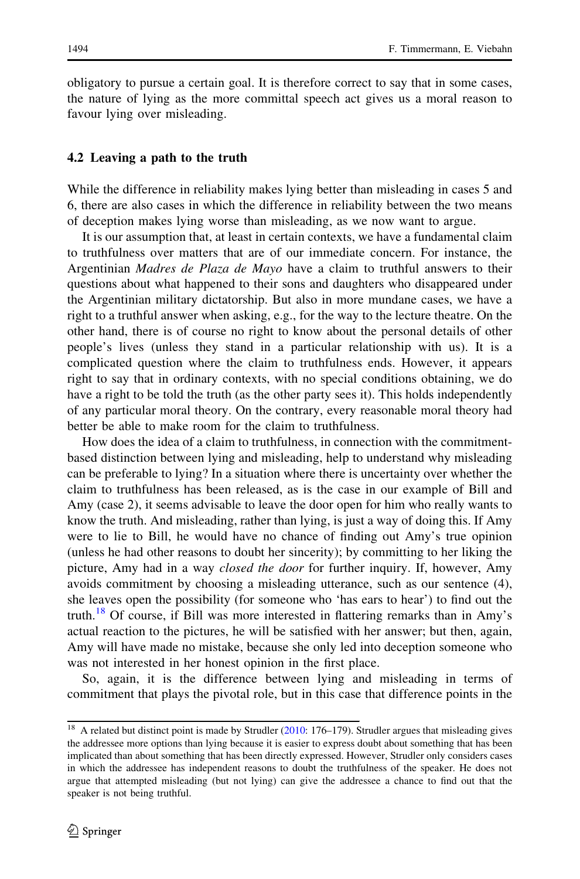obligatory to pursue a certain goal. It is therefore correct to say that in some cases, the nature of lying as the more committal speech act gives us a moral reason to favour lying over misleading.

### 4.2 Leaving a path to the truth

While the difference in reliability makes lying better than misleading in cases 5 and 6, there are also cases in which the difference in reliability between the two means of deception makes lying worse than misleading, as we now want to argue.

It is our assumption that, at least in certain contexts, we have a fundamental claim to truthfulness over matters that are of our immediate concern. For instance, the Argentinian *Madres de Plaza de Mayo* have a claim to truthful answers to their questions about what happened to their sons and daughters who disappeared under the Argentinian military dictatorship. But also in more mundane cases, we have a right to a truthful answer when asking, e.g., for the way to the lecture theatre. On the other hand, there is of course no right to know about the personal details of other people's lives (unless they stand in a particular relationship with us). It is a complicated question where the claim to truthfulness ends. However, it appears right to say that in ordinary contexts, with no special conditions obtaining, we do have a right to be told the truth (as the other party sees it). This holds independently of any particular moral theory. On the contrary, every reasonable moral theory had better be able to make room for the claim to truthfulness.

How does the idea of a claim to truthfulness, in connection with the commitment-based distinction between lying and misleading, help to understand why misleading can be preferable to lying? In a situation where there is uncertainty over whether the claim to truthfulness has been released, as is the case in our example of Bill and Amy (case 2), it seems advisable to leave the door open for him who really wants to know the truth. And misleading, rather than lying, is just a way of doing this. If Amy were to lie to Bill, he would have no chance of finding out Amy's true opinion (unless he had other reasons to doubt her sincerity); by committing to her liking the picture, Amy had in a way *closed the door* for further inquiry. If, however, Amy avoids commitment by choosing a misleading utterance, such as our sentence (4), she leaves open the possibility (for someone who 'has ears to hear') to find out the truth.[18] Of course, if Bill was more interested in flattering remarks than in Amy's actual reaction to the pictures, he will be satisfied with her answer; but then, again, Amy will have made no mistake, because she only led into deception someone who was not interested in her honest opinion in the first place.

So, again, it is the difference between lying and misleading in terms of commitment that plays the pivotal role, but in this case that difference points in the

---

[18] A related but distinct point is made by Strudler (2010: 176–179). Strudler argues that misleading gives the addressee more options than lying because it is easier to express doubt about something that has been implicated than about something that has been directly expressed. However, Strudler only considers cases in which the addressee has independent reasons to doubt the truthfulness of the speaker. He does not argue that attempted misleading (but not lying) can give the addressee a chance to find out that the speaker is not being truthful.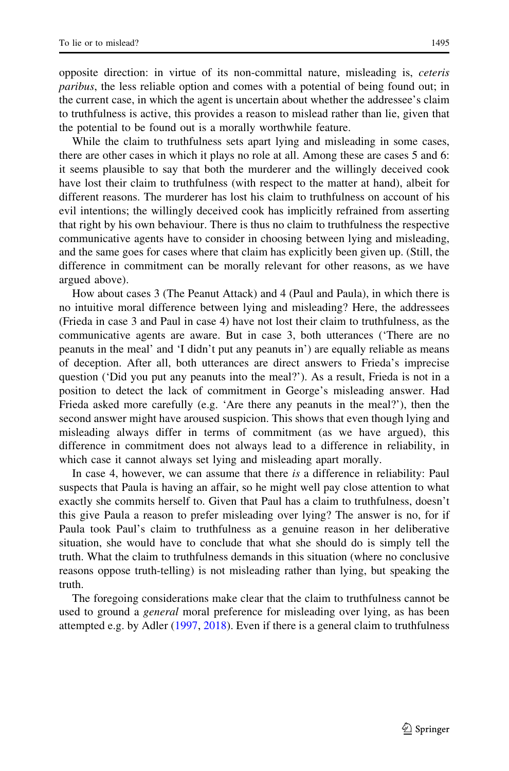opposite direction: in virtue of its non-committal nature, misleading is, *ceteris paribus*, the less reliable option and comes with a potential of being found out; in the current case, in which the agent is uncertain about whether the addressee's claim to truthfulness is active, this provides a reason to mislead rather than lie, given that the potential to be found out is a morally worthwhile feature.

While the claim to truthfulness sets apart lying and misleading in some cases, there are other cases in which it plays no role at all. Among these are cases 5 and 6: it seems plausible to say that both the murderer and the willingly deceived cook have lost their claim to truthfulness (with respect to the matter at hand), albeit for different reasons. The murderer has lost his claim to truthfulness on account of his evil intentions; the willingly deceived cook has implicitly refrained from asserting that right by his own behaviour. There is thus no claim to truthfulness the respective communicative agents have to consider in choosing between lying and misleading, and the same goes for cases where that claim has explicitly been given up. (Still, the difference in commitment can be morally relevant for other reasons, as we have argued above).

How about cases 3 (The Peanut Attack) and 4 (Paul and Paula), in which there is no intuitive moral difference between lying and misleading? Here, the addressees (Frieda in case 3 and Paul in case 4) have not lost their claim to truthfulness, as the communicative agents are aware. But in case 3, both utterances ('There are no peanuts in the meal' and 'I didn't put any peanuts in') are equally reliable as means of deception. After all, both utterances are direct answers to Frieda's imprecise question ('Did you put any peanuts into the meal?'). As a result, Frieda is not in a position to detect the lack of commitment in George's misleading answer. Had Frieda asked more carefully (e.g. 'Are there any peanuts in the meal?'), then the second answer might have aroused suspicion. This shows that even though lying and misleading always differ in terms of commitment (as we have argued), this difference in commitment does not always lead to a difference in reliability, in which case it cannot always set lying and misleading apart morally.

In case 4, however, we can assume that there *is* a difference in reliability: Paul suspects that Paula is having an affair, so he might well pay close attention to what exactly she commits herself to. Given that Paul has a claim to truthfulness, doesn't this give Paula a reason to prefer misleading over lying? The answer is no, for if Paula took Paul's claim to truthfulness as a genuine reason in her deliberative situation, she would have to conclude that what she should do is simply tell the truth. What the claim to truthfulness demands in this situation (where no conclusive reasons oppose truth-telling) is not misleading rather than lying, but speaking the truth.

The foregoing considerations make clear that the claim to truthfulness cannot be used to ground a *general* moral preference for misleading over lying, as has been attempted e.g. by Adler (1997, 2018). Even if there is a general claim to truthfulness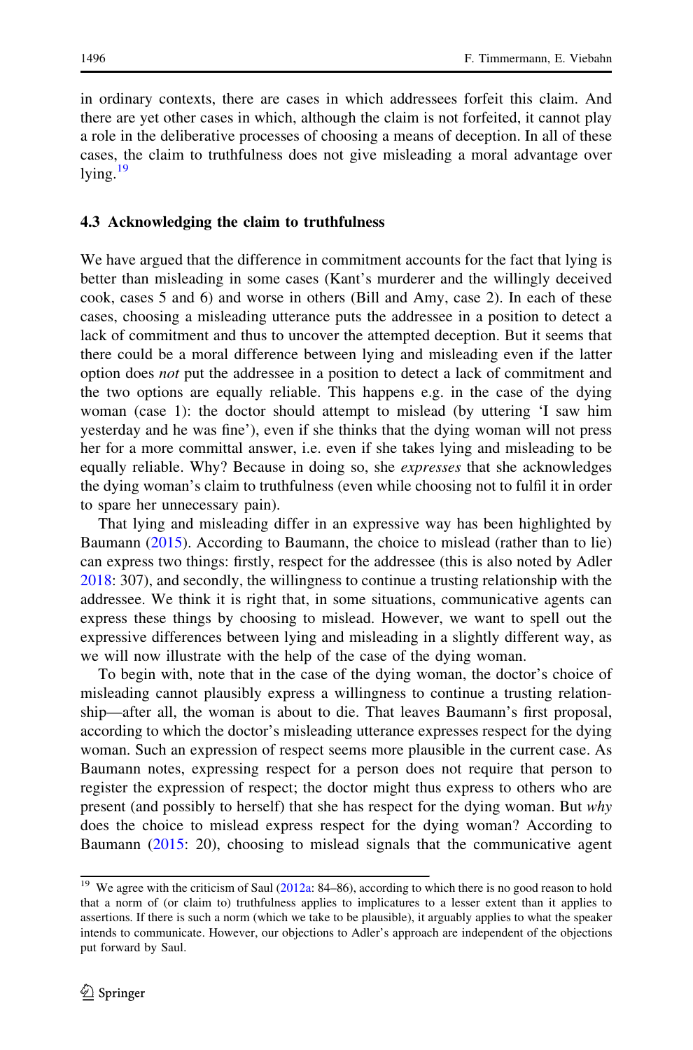in ordinary contexts, there are cases in which addressees forfeit this claim. And there are yet other cases in which, although the claim is not forfeited, it cannot play a role in the deliberative processes of choosing a means of deception. In all of these cases, the claim to truthfulness does not give misleading a moral advantage over lying.[19]

### 4.3 Acknowledging the claim to truthfulness

We have argued that the difference in commitment accounts for the fact that lying is better than misleading in some cases (Kant's murderer and the willingly deceived cook, cases 5 and 6) and worse in others (Bill and Amy, case 2). In each of these cases, choosing a misleading utterance puts the addressee in a position to detect a lack of commitment and thus to uncover the attempted deception. But it seems that there could be a moral difference between lying and misleading even if the latter option does *not* put the addressee in a position to detect a lack of commitment and the two options are equally reliable. This happens e.g. in the case of the dying woman (case 1): the doctor should attempt to mislead (by uttering 'I saw him yesterday and he was fine'), even if she thinks that the dying woman will not press her for a more committal answer, i.e. even if she takes lying and misleading to be equally reliable. Why? Because in doing so, she *expresses* that she acknowledges the dying woman's claim to truthfulness (even while choosing not to fulfil it in order to spare her unnecessary pain).

That lying and misleading differ in an expressive way has been highlighted by Baumann (2015). According to Baumann, the choice to mislead (rather than to lie) can express two things: firstly, respect for the addressee (this is also noted by Adler 2018: 307), and secondly, the willingness to continue a trusting relationship with the addressee. We think it is right that, in some situations, communicative agents can express these things by choosing to mislead. However, we want to spell out the expressive differences between lying and misleading in a slightly different way, as we will now illustrate with the help of the case of the dying woman.

To begin with, note that in the case of the dying woman, the doctor's choice of misleading cannot plausibly express a willingness to continue a trusting relationship—after all, the woman is about to die. That leaves Baumann's first proposal, according to which the doctor's misleading utterance expresses respect for the dying woman. Such an expression of respect seems more plausible in the current case. As Baumann notes, expressing respect for a person does not require that person to register the expression of respect; the doctor might thus express to others who are present (and possibly to herself) that she has respect for the dying woman. But *why* does the choice to mislead express respect for the dying woman? According to Baumann (2015: 20), choosing to mislead signals that the communicative agent

[19] We agree with the criticism of Saul (2012a: 84–86), according to which there is no good reason to hold that a norm of (or claim to) truthfulness applies to implicatures to a lesser extent than it applies to assertions. If there is such a norm (which we take to be plausible), it arguably applies to what the speaker intends to communicate. However, our objections to Adler's approach are independent of the objections put forward by Saul.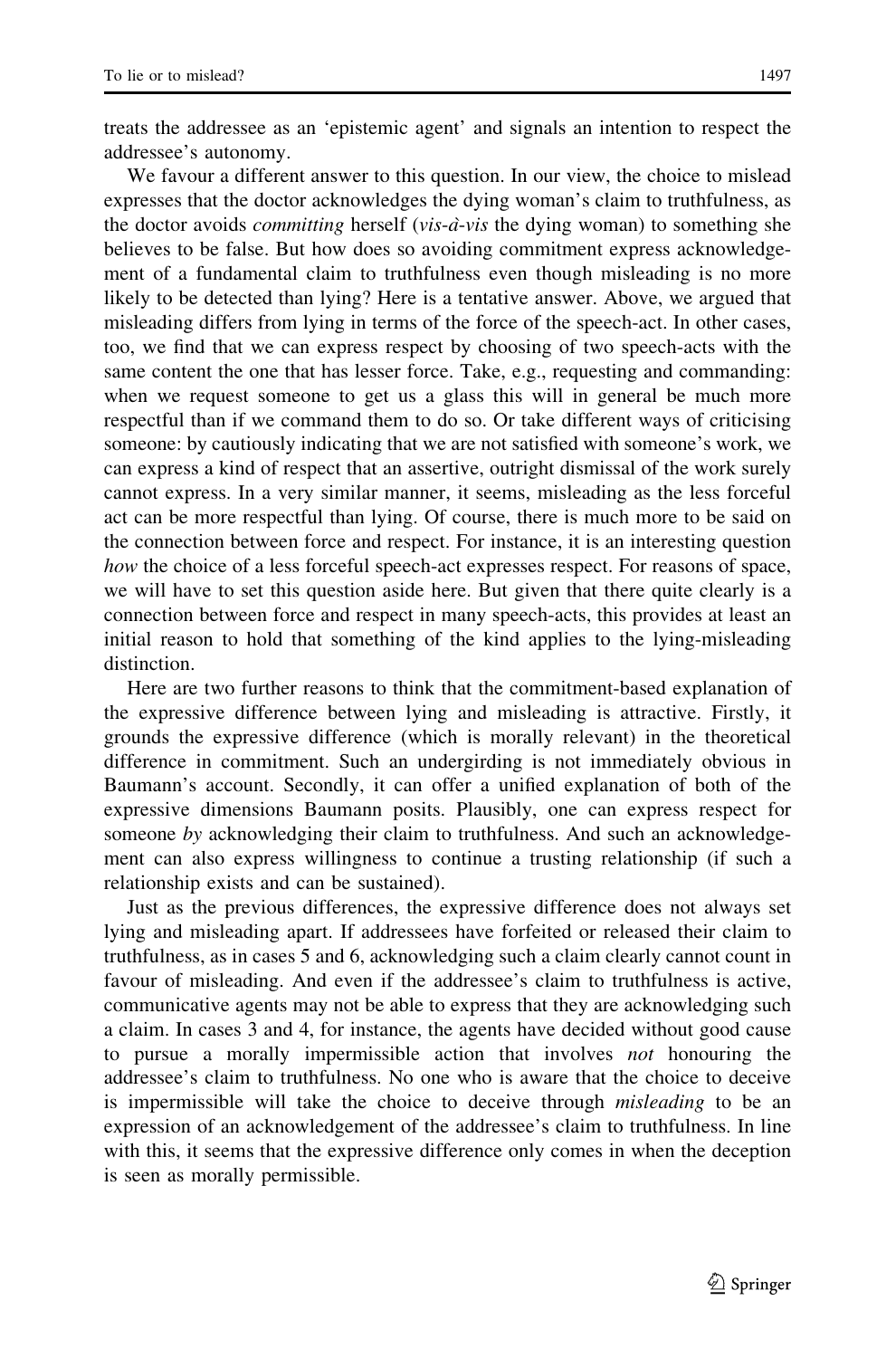treats the addressee as an 'epistemic agent' and signals an intention to respect the addressee's autonomy.

We favour a different answer to this question. In our view, the choice to mislead expresses that the doctor acknowledges the dying woman's claim to truthfulness, as the doctor avoids *committing* herself (*vis-à-vis* the dying woman) to something she believes to be false. But how does so avoiding commitment express acknowledgement of a fundamental claim to truthfulness even though misleading is no more likely to be detected than lying? Here is a tentative answer. Above, we argued that misleading differs from lying in terms of the force of the speech-act. In other cases, too, we find that we can express respect by choosing of two speech-acts with the same content the one that has lesser force. Take, e.g., requesting and commanding: when we request someone to get us a glass this will in general be much more respectful than if we command them to do so. Or take different ways of criticising someone: by cautiously indicating that we are not satisfied with someone's work, we can express a kind of respect that an assertive, outright dismissal of the work surely cannot express. In a very similar manner, it seems, misleading as the less forceful act can be more respectful than lying. Of course, there is much more to be said on the connection between force and respect. For instance, it is an interesting question *how* the choice of a less forceful speech-act expresses respect. For reasons of space, we will have to set this question aside here. But given that there quite clearly is a connection between force and respect in many speech-acts, this provides at least an initial reason to hold that something of the kind applies to the lying-misleading distinction.

Here are two further reasons to think that the commitment-based explanation of the expressive difference between lying and misleading is attractive. Firstly, it grounds the expressive difference (which is morally relevant) in the theoretical difference in commitment. Such an undergirding is not immediately obvious in Baumann's account. Secondly, it can offer a unified explanation of both of the expressive dimensions Baumann posits. Plausibly, one can express respect for someone *by* acknowledging their claim to truthfulness. And such an acknowledgement can also express willingness to continue a trusting relationship (if such a relationship exists and can be sustained).

Just as the previous differences, the expressive difference does not always set lying and misleading apart. If addressees have forfeited or released their claim to truthfulness, as in cases 5 and 6, acknowledging such a claim clearly cannot count in favour of misleading. And even if the addressee's claim to truthfulness is active, communicative agents may not be able to express that they are acknowledging such a claim. In cases 3 and 4, for instance, the agents have decided without good cause to pursue a morally impermissible action that involves *not* honouring the addressee's claim to truthfulness. No one who is aware that the choice to deceive is impermissible will take the choice to deceive through *misleading* to be an expression of an acknowledgement of the addressee's claim to truthfulness. In line with this, it seems that the expressive difference only comes in when the deception is seen as morally permissible.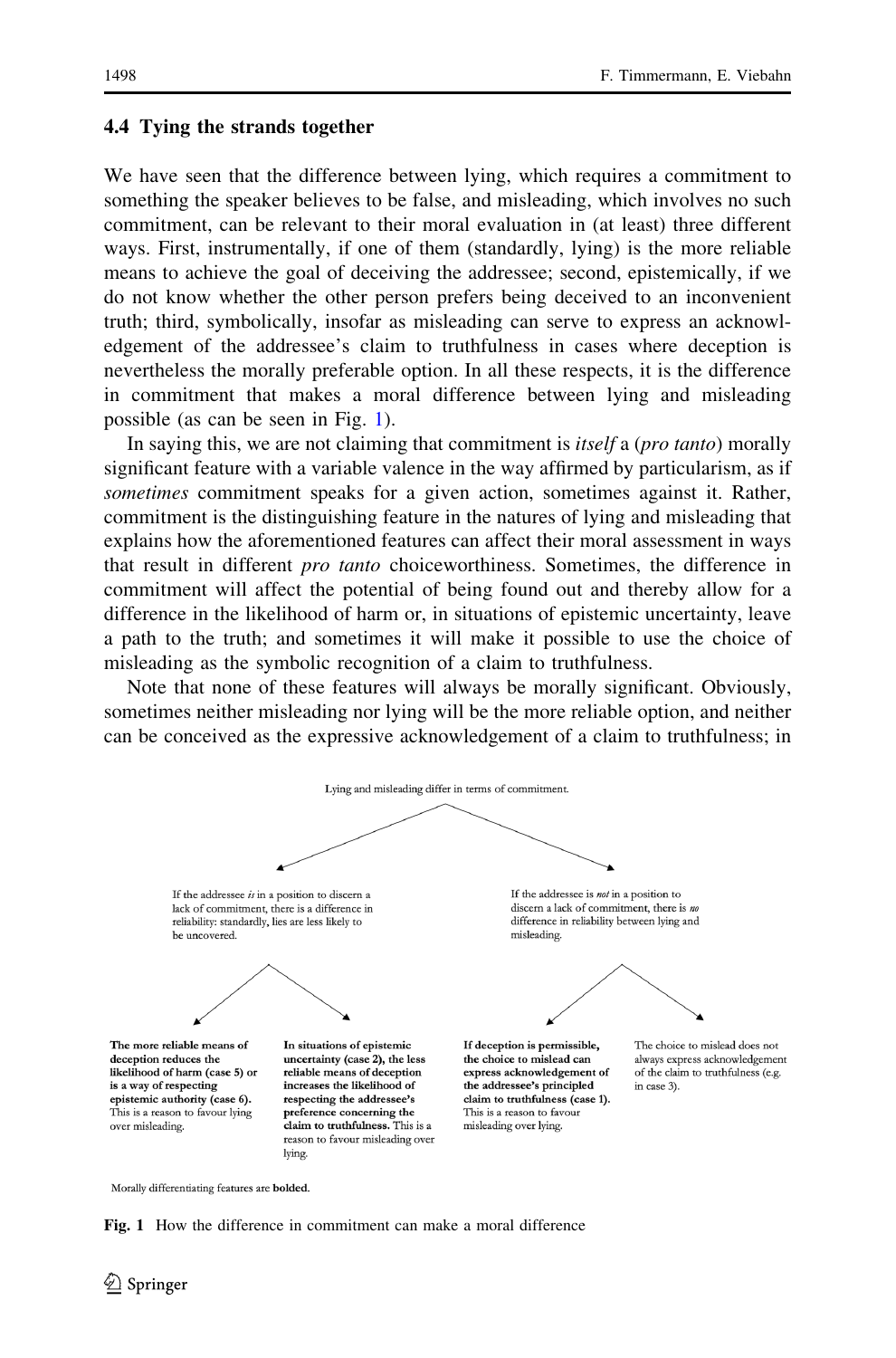### 4.4 Tying the strands together

We have seen that the difference between lying, which requires a commitment to something the speaker believes to be false, and misleading, which involves no such commitment, can be relevant to their moral evaluation in (at least) three different ways. First, instrumentally, if one of them (standardly, lying) is the more reliable means to achieve the goal of deceiving the addressee; second, epistemically, if we do not know whether the other person prefers being deceived to an inconvenient truth; third, symbolically, insofar as misleading can serve to express an acknowledgement of the addressee's claim to truthfulness in cases where deception is nevertheless the morally preferable option. In all these respects, it is the difference in commitment that makes a moral difference between lying and misleading possible (as can be seen in Fig. 1).

In saying this, we are not claiming that commitment is *itself* a (*pro tanto*) morally significant feature with a variable valence in the way affirmed by particularism, as if *sometimes* commitment speaks for a given action, sometimes against it. Rather, commitment is the distinguishing feature in the natures of lying and misleading that explains how the aforementioned features can affect their moral assessment in ways that result in different *pro tanto* choiceworthiness. Sometimes, the difference in commitment will affect the potential of being found out and thereby allow for a difference in the likelihood of harm or, in situations of epistemic uncertainty, leave a path to the truth; and sometimes it will make it possible to use the choice of misleading as the symbolic recognition of a claim to truthfulness.

Note that none of these features will always be morally significant. Obviously, sometimes neither misleading nor lying will be the more reliable option, and neither can be conceived as the expressive acknowledgement of a claim to truthfulness; in

Lying and misleading differ in terms of commitment.

If the addressee *is* in a position to discern a lack of commitment, there is a difference in reliability: standardly, lies are less likely to be uncovered.

If the addressee is *not* in a position to discern a lack of commitment, there is *no* difference in reliability between lying and misleading.

**The more reliable means of deception reduces the likelihood of harm (case 5) or is a way of respecting epistemic authority (case 6).** This is a reason to favour lying over misleading.

**In situations of epistemic uncertainty (case 2), the less reliable means of deception increases the likelihood of respecting the addressee's preference concerning the claim to truthfulness.** This is a reason to favour misleading over lying.

**If deception is permissible, the choice to mislead can express acknowledgement of the addressee's principled claim to truthfulness (case 1).** This is a reason to favour misleading over lying.

The choice to mislead does not always express acknowledgement of the claim to truthfulness (e.g. in case 3).

Morally differentiating features are **bolded**.

**Fig. 1** How the difference in commitment can make a moral difference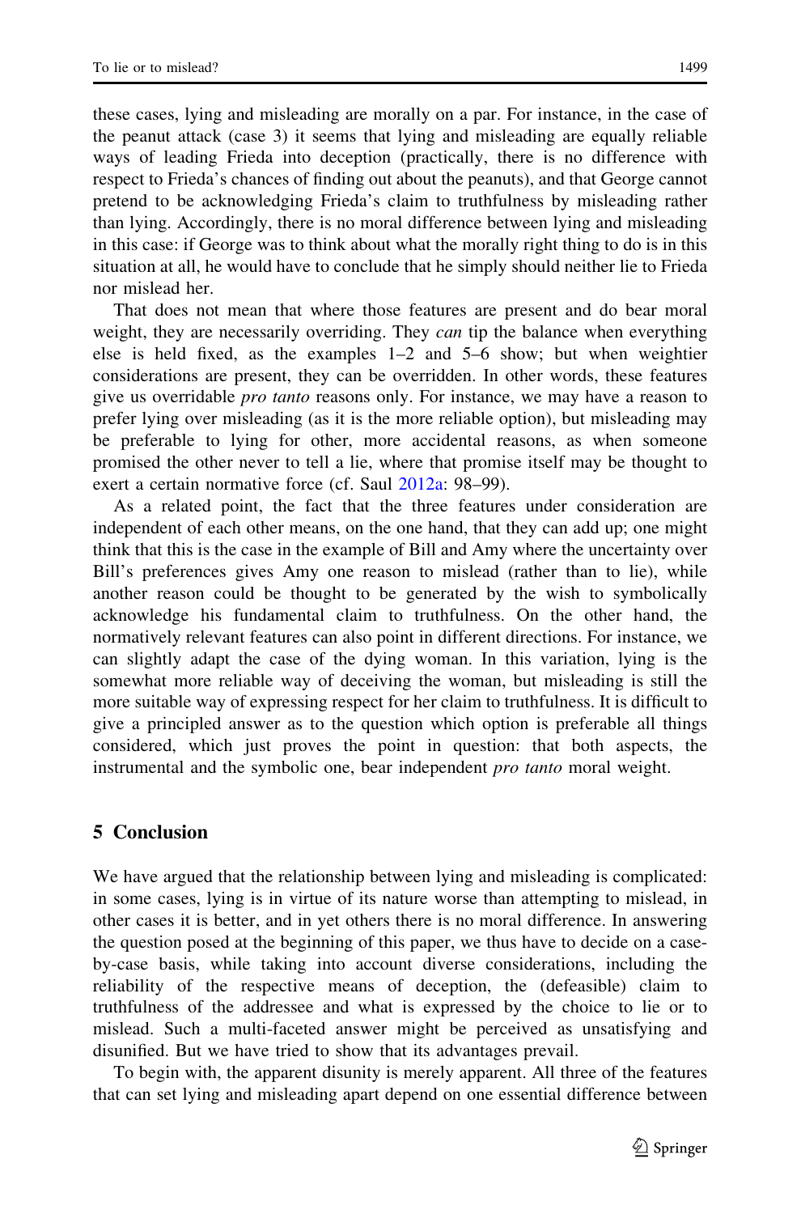these cases, lying and misleading are morally on a par. For instance, in the case of the peanut attack (case 3) it seems that lying and misleading are equally reliable ways of leading Frieda into deception (practically, there is no difference with respect to Frieda's chances of finding out about the peanuts), and that George cannot pretend to be acknowledging Frieda's claim to truthfulness by misleading rather than lying. Accordingly, there is no moral difference between lying and misleading in this case: if George was to think about what the morally right thing to do is in this situation at all, he would have to conclude that he simply should neither lie to Frieda nor mislead her.

That does not mean that where those features are present and do bear moral weight, they are necessarily overriding. They *can* tip the balance when everything else is held fixed, as the examples 1–2 and 5–6 show; but when weightier considerations are present, they can be overridden. In other words, these features give us overridable *pro tanto* reasons only. For instance, we may have a reason to prefer lying over misleading (as it is the more reliable option), but misleading may be preferable to lying for other, more accidental reasons, as when someone promised the other never to tell a lie, where that promise itself may be thought to exert a certain normative force (cf. Saul 2012a: 98–99).

As a related point, the fact that the three features under consideration are independent of each other means, on the one hand, that they can add up; one might think that this is the case in the example of Bill and Amy where the uncertainty over Bill's preferences gives Amy one reason to mislead (rather than to lie), while another reason could be thought to be generated by the wish to symbolically acknowledge his fundamental claim to truthfulness. On the other hand, the normatively relevant features can also point in different directions. For instance, we can slightly adapt the case of the dying woman. In this variation, lying is the somewhat more reliable way of deceiving the woman, but misleading is still the more suitable way of expressing respect for her claim to truthfulness. It is difficult to give a principled answer as to the question which option is preferable all things considered, which just proves the point in question: that both aspects, the instrumental and the symbolic one, bear independent *pro tanto* moral weight.

## 5 Conclusion

We have argued that the relationship between lying and misleading is complicated: in some cases, lying is in virtue of its nature worse than attempting to mislead, in other cases it is better, and in yet others there is no moral difference. In answering the question posed at the beginning of this paper, we thus have to decide on a case-by-case basis, while taking into account diverse considerations, including the reliability of the respective means of deception, the (defeasible) claim to truthfulness of the addressee and what is expressed by the choice to lie or to mislead. Such a multi-faceted answer might be perceived as unsatisfying and disunified. But we have tried to show that its advantages prevail.

To begin with, the apparent disunity is merely apparent. All three of the features that can set lying and misleading apart depend on one essential difference between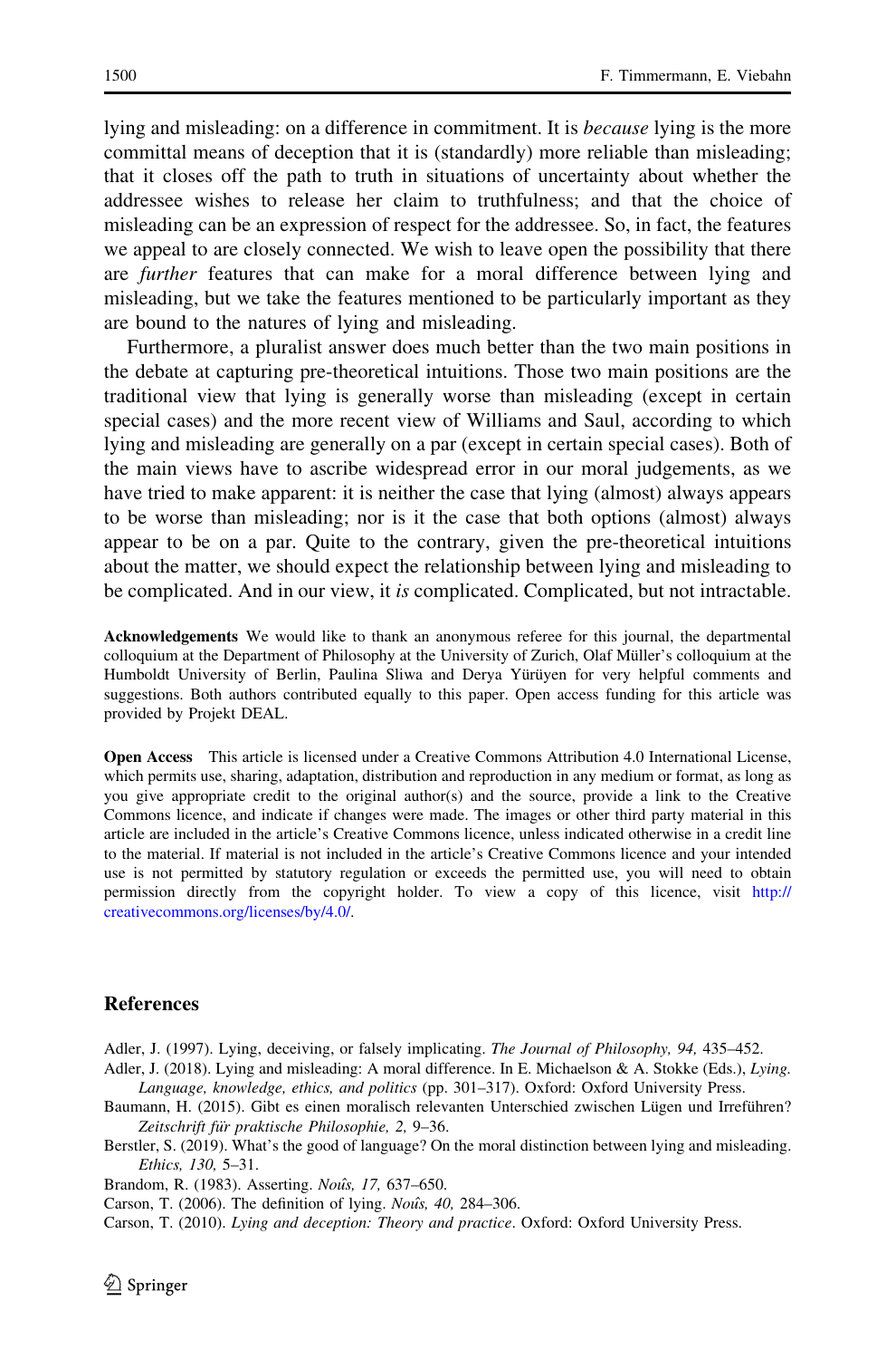lying and misleading: on a difference in commitment. It is *because* lying is the more committal means of deception that it is (standardly) more reliable than misleading; that it closes off the path to truth in situations of uncertainty about whether the addressee wishes to release her claim to truthfulness; and that the choice of misleading can be an expression of respect for the addressee. So, in fact, the features we appeal to are closely connected. We wish to leave open the possibility that there are *further* features that can make for a moral difference between lying and misleading, but we take the features mentioned to be particularly important as they are bound to the natures of lying and misleading.

Furthermore, a pluralist answer does much better than the two main positions in the debate at capturing pre-theoretical intuitions. Those two main positions are the traditional view that lying is generally worse than misleading (except in certain special cases) and the more recent view of Williams and Saul, according to which lying and misleading are generally on a par (except in certain special cases). Both of the main views have to ascribe widespread error in our moral judgements, as we have tried to make apparent: it is neither the case that lying (almost) always appears to be worse than misleading; nor is it the case that both options (almost) always appear to be on a par. Quite to the contrary, given the pre-theoretical intuitions about the matter, we should expect the relationship between lying and misleading to be complicated. And in our view, it *is* complicated. Complicated, but not intractable.

**Acknowledgements** We would like to thank an anonymous referee for this journal, the departmental colloquium at the Department of Philosophy at the University of Zurich, Olaf Müller's colloquium at the Humboldt University of Berlin, Paulina Sliwa and Derya Yürüyen for very helpful comments and suggestions. Both authors contributed equally to this paper. Open access funding for this article was provided by Projekt DEAL.

**Open Access** This article is licensed under a Creative Commons Attribution 4.0 International License, which permits use, sharing, adaptation, distribution and reproduction in any medium or format, as long as you give appropriate credit to the original author(s) and the source, provide a link to the Creative Commons licence, and indicate if changes were made. The images or other third party material in this article are included in the article's Creative Commons licence, unless indicated otherwise in a credit line to the material. If material is not included in the article's Creative Commons licence and your intended use is not permitted by statutory regulation or exceeds the permitted use, you will need to obtain permission directly from the copyright holder. To view a copy of this licence, visit http://creativecommons.org/licenses/by/4.0/.

## References

Adler, J. (1997). Lying, deceiving, or falsely implicating. *The Journal of Philosophy, 94,* 435–452.

Adler, J. (2018). Lying and misleading: A moral difference. In E. Michaelson & A. Stokke (Eds.), *Lying. Language, knowledge, ethics, and politics* (pp. 301–317). Oxford: Oxford University Press.

Baumann, H. (2015). Gibt es einen moralisch relevanten Unterschied zwischen Lügen und Irreführen? *Zeitschrift für praktische Philosophie, 2,* 9–36.

Berstler, S. (2019). What's the good of language? On the moral distinction between lying and misleading. *Ethics, 130,* 5–31.

Brandom, R. (1983). Asserting. *Noûs, 17,* 637–650.

Carson, T. (2006). The definition of lying. *Noûs, 40,* 284–306.

Carson, T. (2010). *Lying and deception: Theory and practice*. Oxford: Oxford University Press.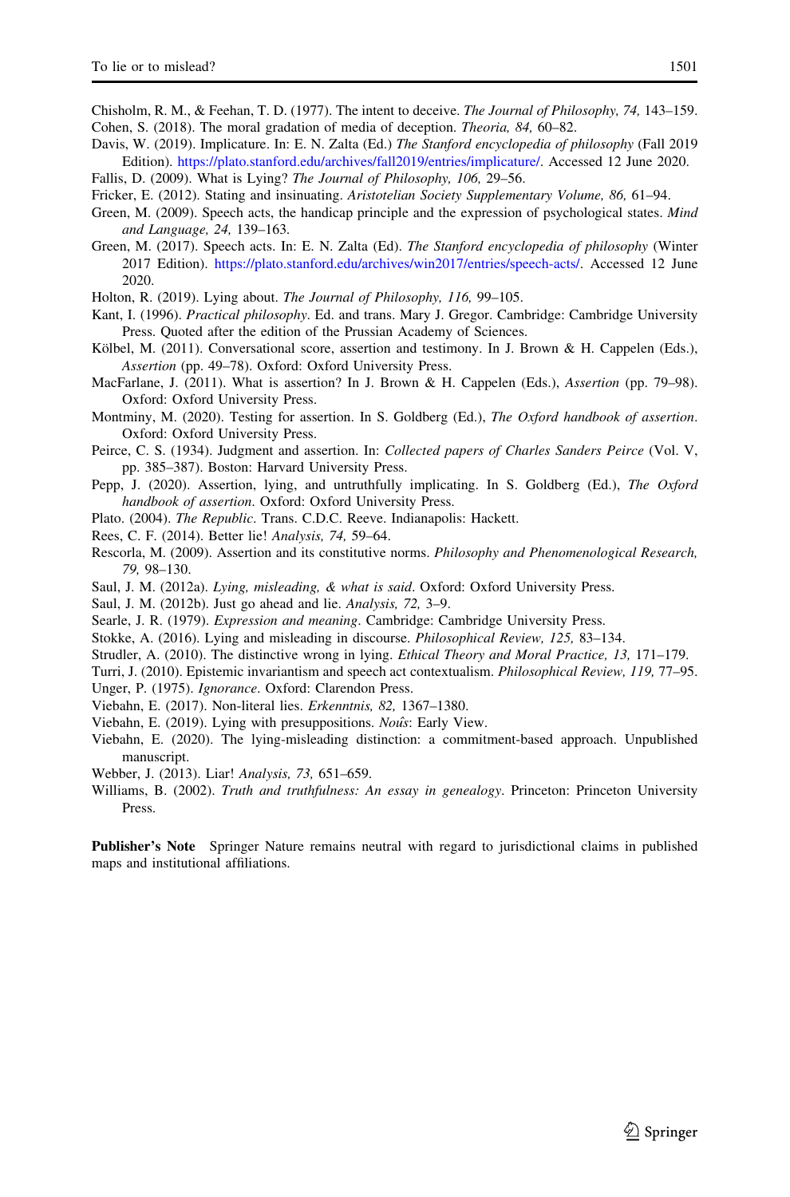Chisholm, R. M., & Feehan, T. D. (1977). The intent to deceive. *The Journal of Philosophy, 74,* 143–159.

Cohen, S. (2018). The moral gradation of media of deception. *Theoria, 84,* 60–82.

Davis, W. (2019). Implicature. In: E. N. Zalta (Ed.) *The Stanford encyclopedia of philosophy* (Fall 2019 Edition). https://plato.stanford.edu/archives/fall2019/entries/implicature/. Accessed 12 June 2020.

Fallis, D. (2009). What is Lying? *The Journal of Philosophy, 106,* 29–56.

Fricker, E. (2012). Stating and insinuating. *Aristotelian Society Supplementary Volume, 86,* 61–94.

Green, M. (2009). Speech acts, the handicap principle and the expression of psychological states. *Mind and Language, 24,* 139–163.

Green, M. (2017). Speech acts. In: E. N. Zalta (Ed). *The Stanford encyclopedia of philosophy* (Winter 2017 Edition). https://plato.stanford.edu/archives/win2017/entries/speech-acts/. Accessed 12 June 2020.

Holton, R. (2019). Lying about. *The Journal of Philosophy, 116,* 99–105.

Kant, I. (1996). *Practical philosophy*. Ed. and trans. Mary J. Gregor. Cambridge: Cambridge University Press. Quoted after the edition of the Prussian Academy of Sciences.

Kölbel, M. (2011). Conversational score, assertion and testimony. In J. Brown & H. Cappelen (Eds.), *Assertion* (pp. 49–78). Oxford: Oxford University Press.

MacFarlane, J. (2011). What is assertion? In J. Brown & H. Cappelen (Eds.), *Assertion* (pp. 79–98). Oxford: Oxford University Press.

Montminy, M. (2020). Testing for assertion. In S. Goldberg (Ed.), *The Oxford handbook of assertion*. Oxford: Oxford University Press.

Peirce, C. S. (1934). Judgment and assertion. In: *Collected papers of Charles Sanders Peirce* (Vol. V, pp. 385–387). Boston: Harvard University Press.

Pepp, J. (2020). Assertion, lying, and untruthfully implicating. In S. Goldberg (Ed.), *The Oxford handbook of assertion*. Oxford: Oxford University Press.

Plato. (2004). *The Republic*. Trans. C.D.C. Reeve. Indianapolis: Hackett.

Rees, C. F. (2014). Better lie! *Analysis, 74,* 59–64.

Rescorla, M. (2009). Assertion and its constitutive norms. *Philosophy and Phenomenological Research, 79,* 98–130.

Saul, J. M. (2012a). *Lying, misleading, & what is said*. Oxford: Oxford University Press.

Saul, J. M. (2012b). Just go ahead and lie. *Analysis, 72,* 3–9.

Searle, J. R. (1979). *Expression and meaning*. Cambridge: Cambridge University Press.

Stokke, A. (2016). Lying and misleading in discourse. *Philosophical Review, 125,* 83–134.

Strudler, A. (2010). The distinctive wrong in lying. *Ethical Theory and Moral Practice, 13,* 171–179.

Turri, J. (2010). Epistemic invariantism and speech act contextualism. *Philosophical Review, 119,* 77–95.

Unger, P. (1975). *Ignorance*. Oxford: Clarendon Press.

Viebahn, E. (2017). Non-literal lies. *Erkenntnis, 82,* 1367–1380.

Viebahn, E. (2019). Lying with presuppositions. *Noûs*: Early View.

Viebahn, E. (2020). The lying-misleading distinction: a commitment-based approach. Unpublished manuscript.

Webber, J. (2013). Liar! *Analysis, 73,* 651–659.

Williams, B. (2002). *Truth and truthfulness: An essay in genealogy*. Princeton: Princeton University Press.

**Publisher's Note** Springer Nature remains neutral with regard to jurisdictional claims in published maps and institutional affiliations.